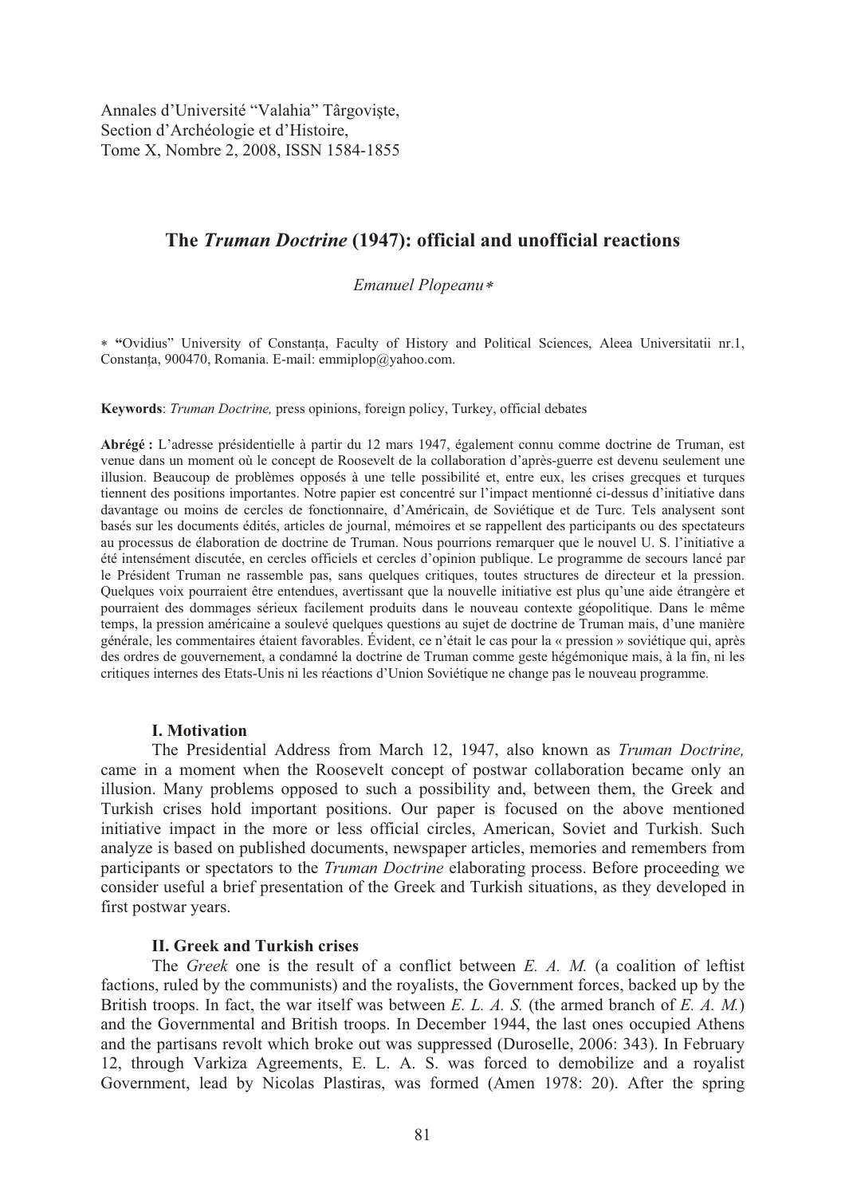Annales d'Université "Valahia" Târgovişte,
Section d'Archéologie et d'Histoire,
Tome X, Nombre 2, 2008, ISSN 1584-1855

# The *Truman Doctrine* (1947): official and unofficial reactions

*Emanuel Plopeanu*[∗]

[∗] **"**Ovidius" University of Constanța, Faculty of History and Political Sciences, Aleea Universitatii nr.1, Constanța, 900470, Romania. E-mail: emmiplop@yahoo.com.

**Keywords**: *Truman Doctrine,* press opinions, foreign policy, Turkey, official debates

**Abrégé :** L'adresse présidentielle à partir du 12 mars 1947, également connu comme doctrine de Truman, est venue dans un moment où le concept de Roosevelt de la collaboration d'après-guerre est devenu seulement une illusion. Beaucoup de problèmes opposés à une telle possibilité et, entre eux, les crises grecques et turques tiennent des positions importantes. Notre papier est concentré sur l'impact mentionné ci-dessus d'initiative dans davantage ou moins de cercles de fonctionnaire, d'Américain, de Soviétique et de Turc. Tels analysent sont basés sur les documents édités, articles de journal, mémoires et se rappellent des participants ou des spectateurs au processus de élaboration de doctrine de Truman. Nous pourrions remarquer que le nouvel U. S. l'initiative a été intensément discutée, en cercles officiels et cercles d'opinion publique. Le programme de secours lancé par le Président Truman ne rassemble pas, sans quelques critiques, toutes structures de directeur et la pression. Quelques voix pourraient être entendues, avertissant que la nouvelle initiative est plus qu'une aide étrangère et pourraient des dommages sérieux facilement produits dans le nouveau contexte géopolitique. Dans le même temps, la pression américaine a soulevé quelques questions au sujet de doctrine de Truman mais, d'une manière générale, les commentaires étaient favorables. Évident, ce n'était le cas pour la « pression » soviétique qui, après des ordres de gouvernement, a condamné la doctrine de Truman comme geste hégémonique mais, à la fin, ni les critiques internes des Etats-Unis ni les réactions d'Union Soviétique ne change pas le nouveau programme.

## I. Motivation

The Presidential Address from March 12, 1947, also known as *Truman Doctrine,* came in a moment when the Roosevelt concept of postwar collaboration became only an illusion. Many problems opposed to such a possibility and, between them, the Greek and Turkish crises hold important positions. Our paper is focused on the above mentioned initiative impact in the more or less official circles, American, Soviet and Turkish. Such analyze is based on published documents, newspaper articles, memories and remembers from participants or spectators to the *Truman Doctrine* elaborating process. Before proceeding we consider useful a brief presentation of the Greek and Turkish situations, as they developed in first postwar years.

## II. Greek and Turkish crises

The *Greek* one is the result of a conflict between *E. A. M.* (a coalition of leftist factions, ruled by the communists) and the royalists, the Government forces, backed up by the British troops. In fact, the war itself was between *E. L. A. S.* (the armed branch of *E. A. M.*) and the Governmental and British troops. In December 1944, the last ones occupied Athens and the partisans revolt which broke out was suppressed (Duroselle, 2006: 343). In February 12, through Varkiza Agreements, E. L. A. S. was forced to demobilize and a royalist Government, lead by Nicolas Plastiras, was formed (Amen 1978: 20). After the spring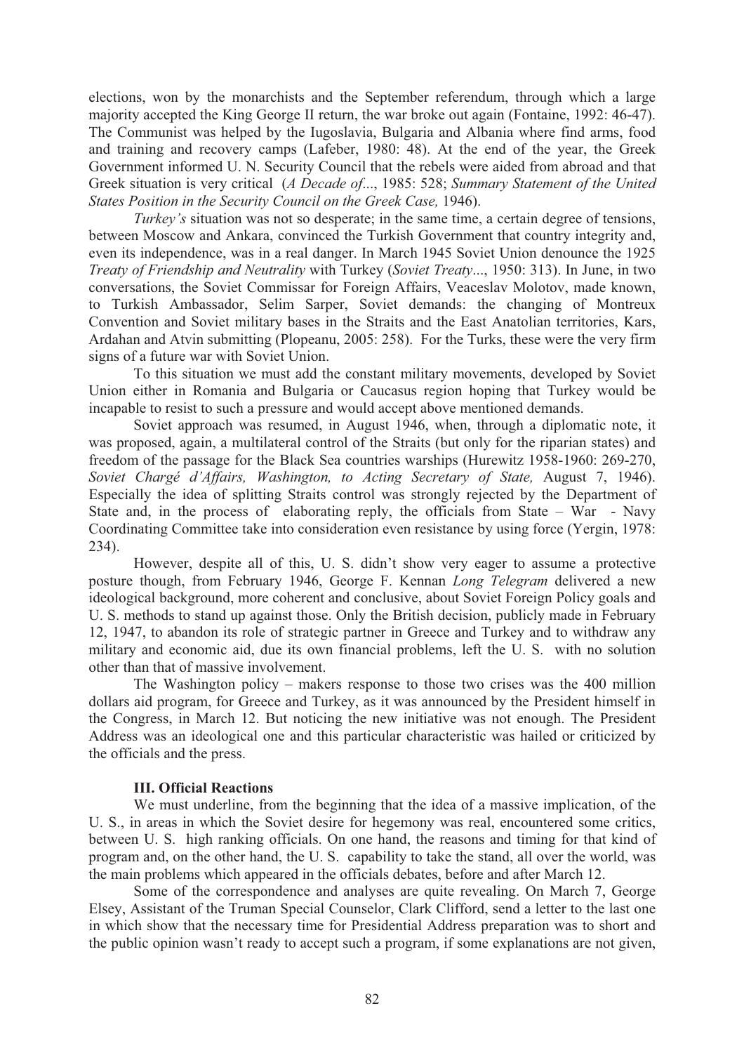elections, won by the monarchists and the September referendum, through which a large majority accepted the King George II return, the war broke out again (Fontaine, 1992: 46-47). The Communist was helped by the Iugoslavia, Bulgaria and Albania where find arms, food and training and recovery camps (Lafeber, 1980: 48). At the end of the year, the Greek Government informed U. N. Security Council that the rebels were aided from abroad and that Greek situation is very critical (*A Decade of*..., 1985: 528; *Summary Statement of the United States Position in the Security Council on the Greek Case,* 1946).

*Turkey's* situation was not so desperate; in the same time, a certain degree of tensions, between Moscow and Ankara, convinced the Turkish Government that country integrity and, even its independence, was in a real danger. In March 1945 Soviet Union denounce the 1925 *Treaty of Friendship and Neutrality* with Turkey (*Soviet Treaty*..., 1950: 313). In June, in two conversations, the Soviet Commissar for Foreign Affairs, Veaceslav Molotov, made known, to Turkish Ambassador, Selim Sarper, Soviet demands: the changing of Montreux Convention and Soviet military bases in the Straits and the East Anatolian territories, Kars, Ardahan and Atvin submitting (Plopeanu, 2005: 258). For the Turks, these were the very firm signs of a future war with Soviet Union.

To this situation we must add the constant military movements, developed by Soviet Union either in Romania and Bulgaria or Caucasus region hoping that Turkey would be incapable to resist to such a pressure and would accept above mentioned demands.

Soviet approach was resumed, in August 1946, when, through a diplomatic note, it was proposed, again, a multilateral control of the Straits (but only for the riparian states) and freedom of the passage for the Black Sea countries warships (Hurewitz 1958-1960: 269-270, *Soviet Chargé d'Affairs, Washington, to Acting Secretary of State,* August 7, 1946). Especially the idea of splitting Straits control was strongly rejected by the Department of State and, in the process of elaborating reply, the officials from State – War - Navy Coordinating Committee take into consideration even resistance by using force (Yergin, 1978: 234).

However, despite all of this, U. S. didn't show very eager to assume a protective posture though, from February 1946, George F. Kennan *Long Telegram* delivered a new ideological background, more coherent and conclusive, about Soviet Foreign Policy goals and U. S. methods to stand up against those. Only the British decision, publicly made in February 12, 1947, to abandon its role of strategic partner in Greece and Turkey and to withdraw any military and economic aid, due its own financial problems, left the U. S. with no solution other than that of massive involvement.

The Washington policy – makers response to those two crises was the 400 million dollars aid program, for Greece and Turkey, as it was announced by the President himself in the Congress, in March 12. But noticing the new initiative was not enough. The President Address was an ideological one and this particular characteristic was hailed or criticized by the officials and the press.

### III. Official Reactions

We must underline, from the beginning that the idea of a massive implication, of the U. S., in areas in which the Soviet desire for hegemony was real, encountered some critics, between U. S. high ranking officials. On one hand, the reasons and timing for that kind of program and, on the other hand, the U. S. capability to take the stand, all over the world, was the main problems which appeared in the officials debates, before and after March 12.

Some of the correspondence and analyses are quite revealing. On March 7, George Elsey, Assistant of the Truman Special Counselor, Clark Clifford, send a letter to the last one in which show that the necessary time for Presidential Address preparation was to short and the public opinion wasn't ready to accept such a program, if some explanations are not given,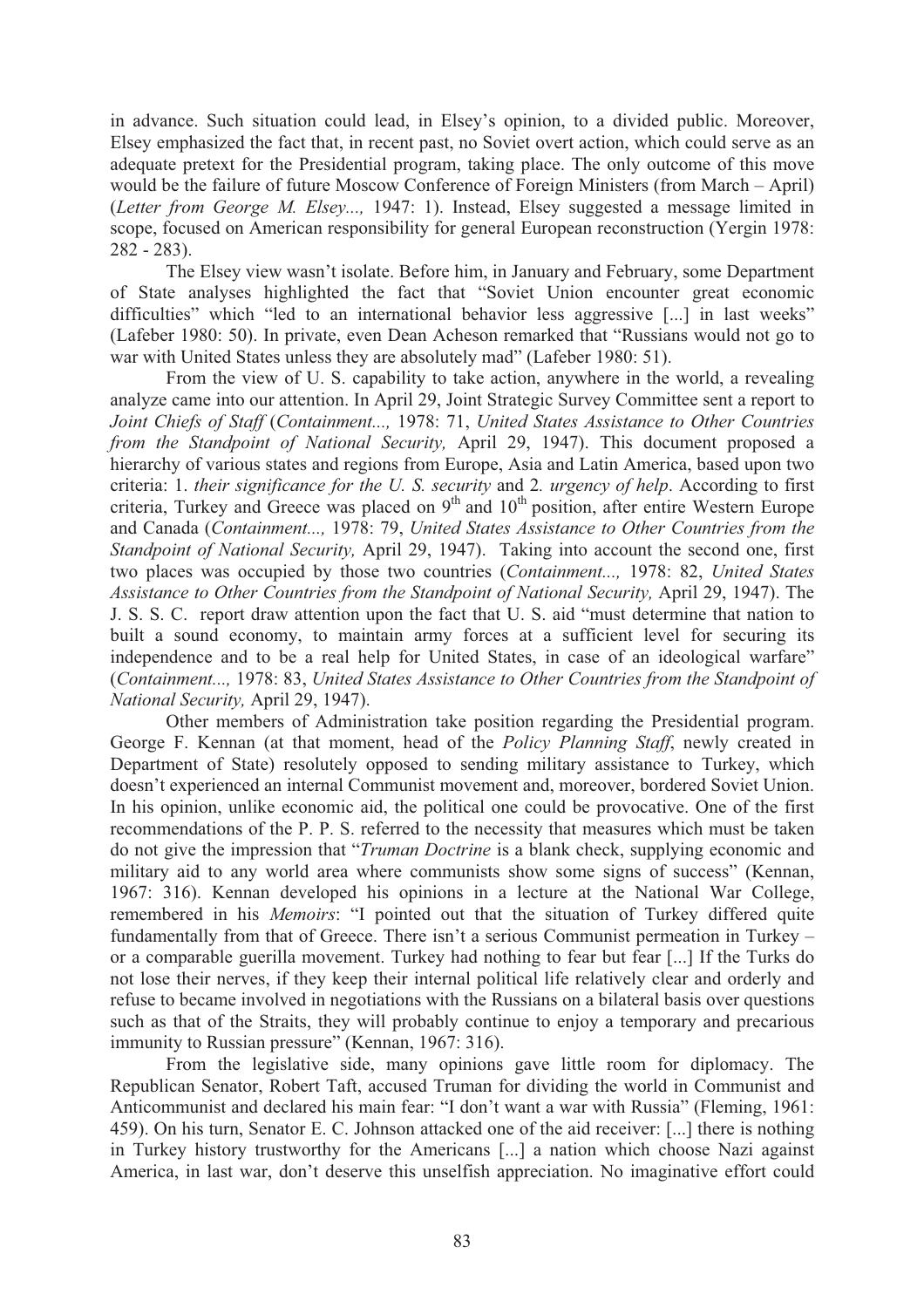in advance. Such situation could lead, in Elsey's opinion, to a divided public. Moreover, Elsey emphasized the fact that, in recent past, no Soviet overt action, which could serve as an adequate pretext for the Presidential program, taking place. The only outcome of this move would be the failure of future Moscow Conference of Foreign Ministers (from March – April) (*Letter from George M. Elsey...,* 1947: 1). Instead, Elsey suggested a message limited in scope, focused on American responsibility for general European reconstruction (Yergin 1978: 282 - 283).

The Elsey view wasn't isolate. Before him, in January and February, some Department of State analyses highlighted the fact that "Soviet Union encounter great economic difficulties" which "led to an international behavior less aggressive [...] in last weeks" (Lafeber 1980: 50). In private, even Dean Acheson remarked that "Russians would not go to war with United States unless they are absolutely mad" (Lafeber 1980: 51).

From the view of U. S. capability to take action, anywhere in the world, a revealing analyze came into our attention. In April 29, Joint Strategic Survey Committee sent a report to *Joint Chiefs of Staff* (*Containment...,* 1978: 71, *United States Assistance to Other Countries from the Standpoint of National Security,* April 29, 1947). This document proposed a hierarchy of various states and regions from Europe, Asia and Latin America, based upon two criteria: 1. *their significance for the U. S. security* and 2*. urgency of help*. According to first criteria, Turkey and Greece was placed on 9th and 10th position, after entire Western Europe and Canada (*Containment...,* 1978: 79, *United States Assistance to Other Countries from the Standpoint of National Security,* April 29, 1947). Taking into account the second one, first two places was occupied by those two countries (*Containment...,* 1978: 82, *United States Assistance to Other Countries from the Standpoint of National Security,* April 29, 1947). The J. S. S. C. report draw attention upon the fact that U. S. aid "must determine that nation to built a sound economy, to maintain army forces at a sufficient level for securing its independence and to be a real help for United States, in case of an ideological warfare" (*Containment...,* 1978: 83, *United States Assistance to Other Countries from the Standpoint of National Security,* April 29, 1947).

Other members of Administration take position regarding the Presidential program. George F. Kennan (at that moment, head of the *Policy Planning Staff*, newly created in Department of State) resolutely opposed to sending military assistance to Turkey, which doesn't experienced an internal Communist movement and, moreover, bordered Soviet Union. In his opinion, unlike economic aid, the political one could be provocative. One of the first recommendations of the P. P. S. referred to the necessity that measures which must be taken do not give the impression that "*Truman Doctrine* is a blank check, supplying economic and military aid to any world area where communists show some signs of success" (Kennan, 1967: 316). Kennan developed his opinions in a lecture at the National War College, remembered in his *Memoirs*: "I pointed out that the situation of Turkey differed quite fundamentally from that of Greece. There isn't a serious Communist permeation in Turkey – or a comparable guerilla movement. Turkey had nothing to fear but fear [...] If the Turks do not lose their nerves, if they keep their internal political life relatively clear and orderly and refuse to became involved in negotiations with the Russians on a bilateral basis over questions such as that of the Straits, they will probably continue to enjoy a temporary and precarious immunity to Russian pressure" (Kennan, 1967: 316).

From the legislative side, many opinions gave little room for diplomacy. The Republican Senator, Robert Taft, accused Truman for dividing the world in Communist and Anticommunist and declared his main fear: "I don't want a war with Russia" (Fleming, 1961: 459). On his turn, Senator E. C. Johnson attacked one of the aid receiver: [...] there is nothing in Turkey history trustworthy for the Americans [...] a nation which choose Nazi against America, in last war, don't deserve this unselfish appreciation. No imaginative effort could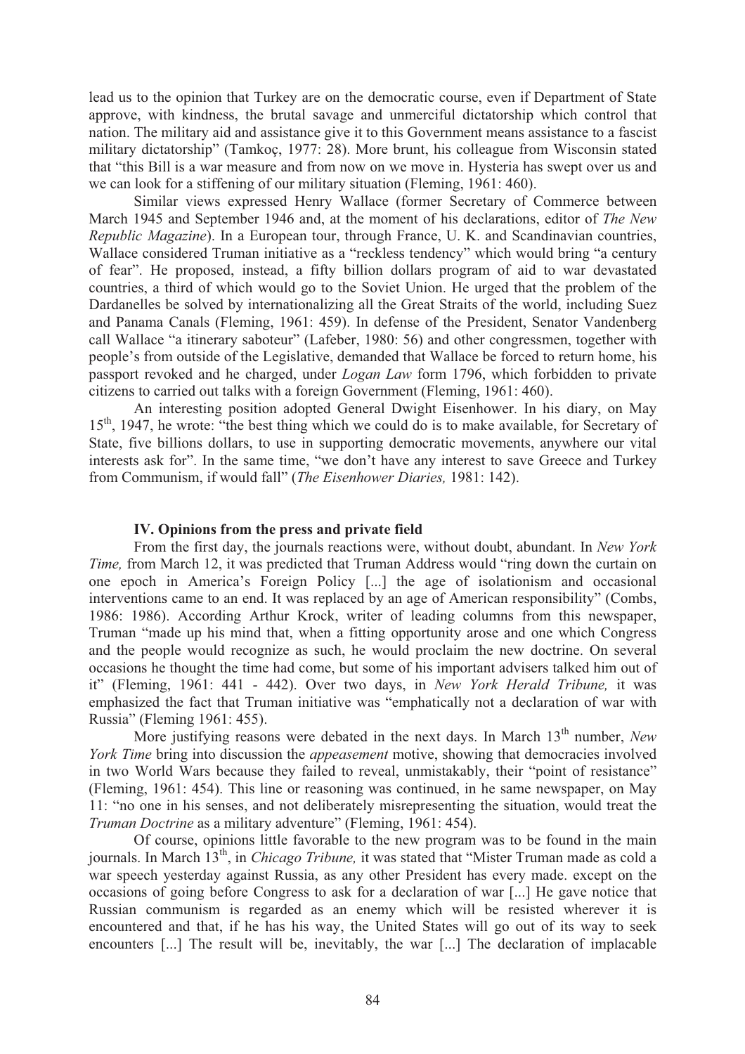lead us to the opinion that Turkey are on the democratic course, even if Department of State approve, with kindness, the brutal savage and unmerciful dictatorship which control that nation. The military aid and assistance give it to this Government means assistance to a fascist military dictatorship" (Tamkoç, 1977: 28). More brunt, his colleague from Wisconsin stated that "this Bill is a war measure and from now on we move in. Hysteria has swept over us and we can look for a stiffening of our military situation (Fleming, 1961: 460).

Similar views expressed Henry Wallace (former Secretary of Commerce between March 1945 and September 1946 and, at the moment of his declarations, editor of *The New Republic Magazine*). In a European tour, through France, U. K. and Scandinavian countries, Wallace considered Truman initiative as a "reckless tendency" which would bring "a century of fear". He proposed, instead, a fifty billion dollars program of aid to war devastated countries, a third of which would go to the Soviet Union. He urged that the problem of the Dardanelles be solved by internationalizing all the Great Straits of the world, including Suez and Panama Canals (Fleming, 1961: 459). In defense of the President, Senator Vandenberg call Wallace "a itinerary saboteur" (Lafeber, 1980: 56) and other congressmen, together with people's from outside of the Legislative, demanded that Wallace be forced to return home, his passport revoked and he charged, under *Logan Law* form 1796, which forbidden to private citizens to carried out talks with a foreign Government (Fleming, 1961: 460).

An interesting position adopted General Dwight Eisenhower. In his diary, on May 15th, 1947, he wrote: "the best thing which we could do is to make available, for Secretary of State, five billions dollars, to use in supporting democratic movements, anywhere our vital interests ask for". In the same time, "we don't have any interest to save Greece and Turkey from Communism, if would fall" (*The Eisenhower Diaries,* 1981: 142).

### IV. Opinions from the press and private field

From the first day, the journals reactions were, without doubt, abundant. In *New York Time,* from March 12, it was predicted that Truman Address would "ring down the curtain on one epoch in America's Foreign Policy [...] the age of isolationism and occasional interventions came to an end. It was replaced by an age of American responsibility" (Combs, 1986: 1986). According Arthur Krock, writer of leading columns from this newspaper, Truman "made up his mind that, when a fitting opportunity arose and one which Congress and the people would recognize as such, he would proclaim the new doctrine. On several occasions he thought the time had come, but some of his important advisers talked him out of it" (Fleming, 1961: 441 - 442). Over two days, in *New York Herald Tribune,* it was emphasized the fact that Truman initiative was "emphatically not a declaration of war with Russia" (Fleming 1961: 455).

More justifying reasons were debated in the next days. In March 13th number, *New York Time* bring into discussion the *appeasement* motive, showing that democracies involved in two World Wars because they failed to reveal, unmistakably, their "point of resistance" (Fleming, 1961: 454). This line or reasoning was continued, in he same newspaper, on May 11: "no one in his senses, and not deliberately misrepresenting the situation, would treat the *Truman Doctrine* as a military adventure" (Fleming, 1961: 454).

Of course, opinions little favorable to the new program was to be found in the main journals. In March 13th, in *Chicago Tribune,* it was stated that "Mister Truman made as cold a war speech yesterday against Russia, as any other President has every made. except on the occasions of going before Congress to ask for a declaration of war [...] He gave notice that Russian communism is regarded as an enemy which will be resisted wherever it is encountered and that, if he has his way, the United States will go out of its way to seek encounters [...] The result will be, inevitably, the war [...] The declaration of implacable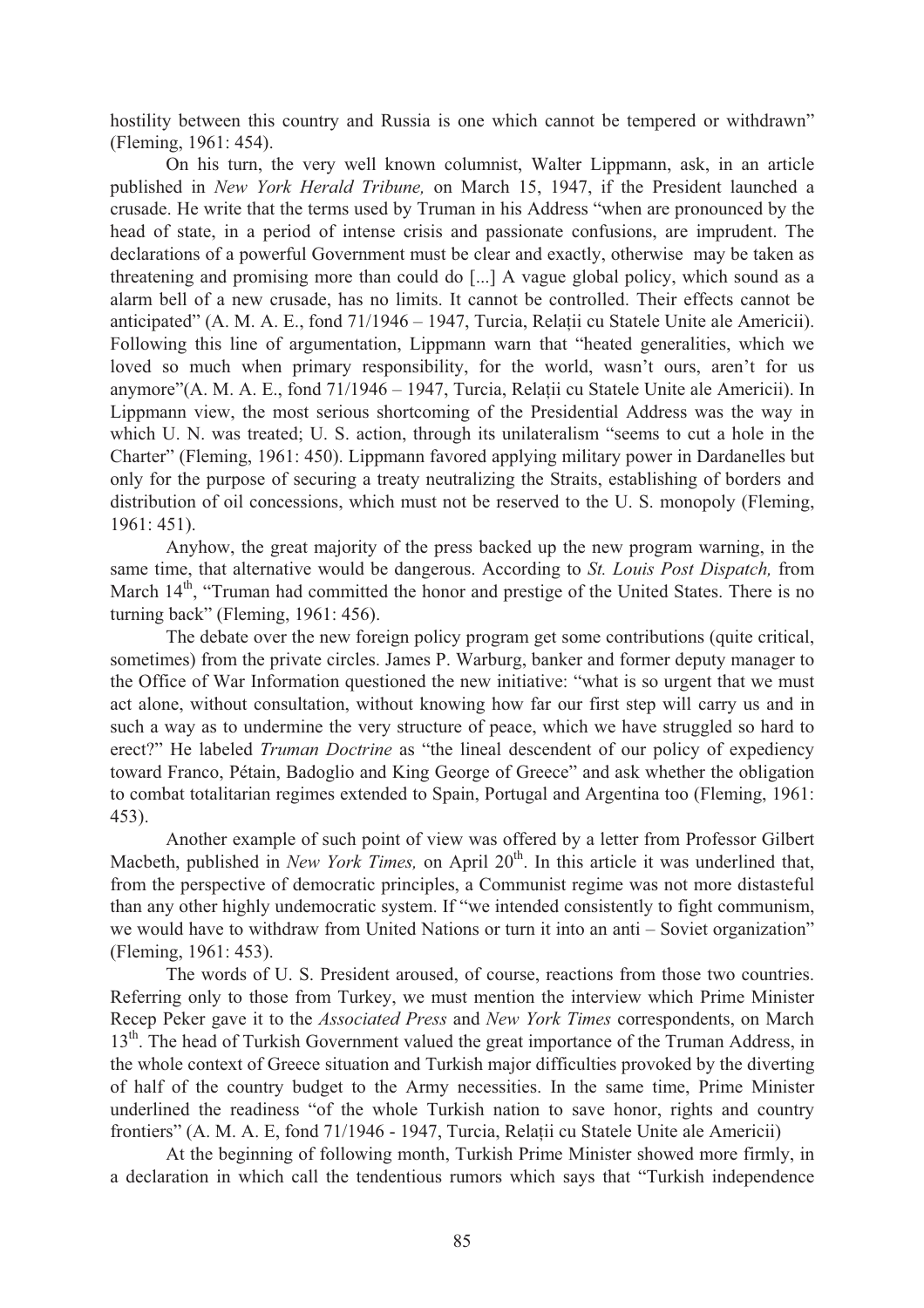hostility between this country and Russia is one which cannot be tempered or withdrawn" (Fleming, 1961: 454).

On his turn, the very well known columnist, Walter Lippmann, ask, in an article published in *New York Herald Tribune,* on March 15, 1947, if the President launched a crusade. He write that the terms used by Truman in his Address "when are pronounced by the head of state, in a period of intense crisis and passionate confusions, are imprudent. The declarations of a powerful Government must be clear and exactly, otherwise may be taken as threatening and promising more than could do [...] A vague global policy, which sound as a alarm bell of a new crusade, has no limits. It cannot be controlled. Their effects cannot be anticipated" (A. M. A. E., fond 71/1946 – 1947, Turcia, Relații cu Statele Unite ale Americii). Following this line of argumentation, Lippmann warn that "heated generalities, which we loved so much when primary responsibility, for the world, wasn't ours, aren't for us anymore"(A. M. A. E., fond 71/1946 – 1947, Turcia, Relații cu Statele Unite ale Americii). In Lippmann view, the most serious shortcoming of the Presidential Address was the way in which U. N. was treated; U. S. action, through its unilateralism "seems to cut a hole in the Charter" (Fleming, 1961: 450). Lippmann favored applying military power in Dardanelles but only for the purpose of securing a treaty neutralizing the Straits, establishing of borders and distribution of oil concessions, which must not be reserved to the U. S. monopoly (Fleming, 1961: 451).

Anyhow, the great majority of the press backed up the new program warning, in the same time, that alternative would be dangerous. According to *St. Louis Post Dispatch,* from March 14th, "Truman had committed the honor and prestige of the United States. There is no turning back" (Fleming, 1961: 456).

The debate over the new foreign policy program get some contributions (quite critical, sometimes) from the private circles. James P. Warburg, banker and former deputy manager to the Office of War Information questioned the new initiative: "what is so urgent that we must act alone, without consultation, without knowing how far our first step will carry us and in such a way as to undermine the very structure of peace, which we have struggled so hard to erect?" He labeled *Truman Doctrine* as "the lineal descendent of our policy of expediency toward Franco, Pétain, Badoglio and King George of Greece" and ask whether the obligation to combat totalitarian regimes extended to Spain, Portugal and Argentina too (Fleming, 1961: 453).

Another example of such point of view was offered by a letter from Professor Gilbert Macbeth, published in *New York Times,* on April 20th. In this article it was underlined that, from the perspective of democratic principles, a Communist regime was not more distasteful than any other highly undemocratic system. If "we intended consistently to fight communism, we would have to withdraw from United Nations or turn it into an anti – Soviet organization" (Fleming, 1961: 453).

The words of U. S. President aroused, of course, reactions from those two countries. Referring only to those from Turkey, we must mention the interview which Prime Minister Recep Peker gave it to the *Associated Press* and *New York Times* correspondents, on March 13th. The head of Turkish Government valued the great importance of the Truman Address, in the whole context of Greece situation and Turkish major difficulties provoked by the diverting of half of the country budget to the Army necessities. In the same time, Prime Minister underlined the readiness "of the whole Turkish nation to save honor, rights and country frontiers" (A. M. A. E, fond 71/1946 - 1947, Turcia, Relații cu Statele Unite ale Americii)

At the beginning of following month, Turkish Prime Minister showed more firmly, in a declaration in which call the tendentious rumors which says that "Turkish independence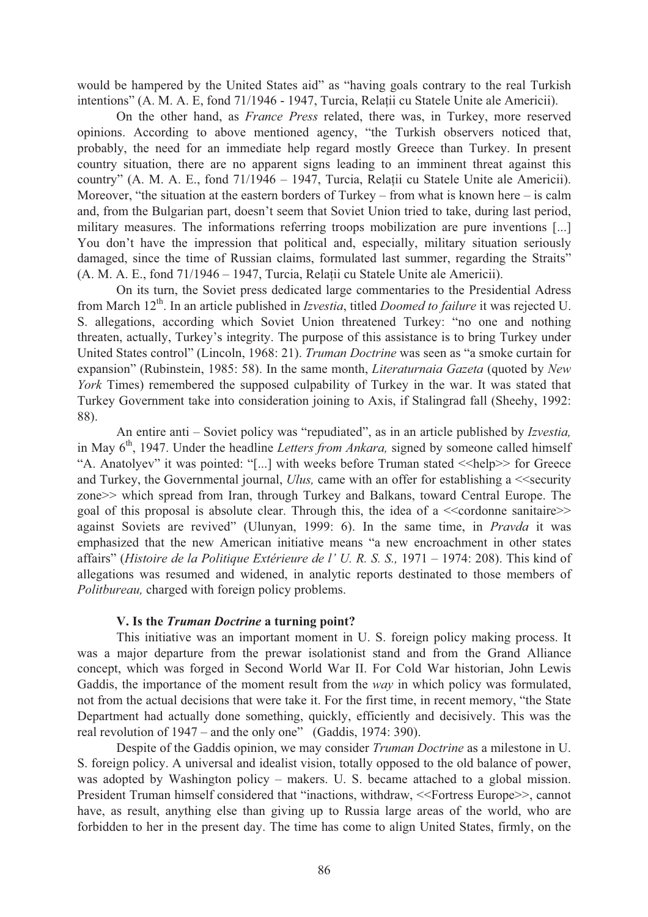would be hampered by the United States aid" as "having goals contrary to the real Turkish intentions" (A. M. A. E, fond 71/1946 - 1947, Turcia, Relații cu Statele Unite ale Americii).

On the other hand, as *France Press* related, there was, in Turkey, more reserved opinions. According to above mentioned agency, "the Turkish observers noticed that, probably, the need for an immediate help regard mostly Greece than Turkey. In present country situation, there are no apparent signs leading to an imminent threat against this country" (A. M. A. E., fond 71/1946 – 1947, Turcia, Relații cu Statele Unite ale Americii). Moreover, "the situation at the eastern borders of Turkey – from what is known here – is calm and, from the Bulgarian part, doesn't seem that Soviet Union tried to take, during last period, military measures. The informations referring troops mobilization are pure inventions [...] You don't have the impression that political and, especially, military situation seriously damaged, since the time of Russian claims, formulated last summer, regarding the Straits" (A. M. A. E., fond 71/1946 – 1947, Turcia, Relații cu Statele Unite ale Americii).

On its turn, the Soviet press dedicated large commentaries to the Presidential Adress from March 12[th]. In an article published in *Izvestia*, titled *Doomed to failure* it was rejected U. S. allegations, according which Soviet Union threatened Turkey: "no one and nothing threaten, actually, Turkey's integrity. The purpose of this assistance is to bring Turkey under United States control" (Lincoln, 1968: 21). *Truman Doctrine* was seen as "a smoke curtain for expansion" (Rubinstein, 1985: 58). In the same month, *Literaturnaia Gazeta* (quoted by *New York* Times) remembered the supposed culpability of Turkey in the war. It was stated that Turkey Government take into consideration joining to Axis, if Stalingrad fall (Sheehy, 1992: 88).

An entire anti – Soviet policy was "repudiated", as in an article published by *Izvestia,* in May 6[th], 1947. Under the headline *Letters from Ankara,* signed by someone called himself "A. Anatolyev" it was pointed: "[...] with weeks before Truman stated <<help>> for Greece and Turkey, the Governmental journal, *Ulus,* came with an offer for establishing a <<security zone>> which spread from Iran, through Turkey and Balkans, toward Central Europe. The goal of this proposal is absolute clear. Through this, the idea of a <<cordonne sanitaire>> against Soviets are revived" (Ulunyan, 1999: 6). In the same time, in *Pravda* it was emphasized that the new American initiative means "a new encroachment in other states affairs" (*Histoire de la Politique Extérieure de l' U. R. S. S.,* 1971 – 1974: 208). This kind of allegations was resumed and widened, in analytic reports destinated to those members of *Politbureau,* charged with foreign policy problems.

### V. Is the *Truman Doctrine* a turning point?

This initiative was an important moment in U. S. foreign policy making process. It was a major departure from the prewar isolationist stand and from the Grand Alliance concept, which was forged in Second World War II. For Cold War historian, John Lewis Gaddis, the importance of the moment result from the *way* in which policy was formulated, not from the actual decisions that were take it. For the first time, in recent memory, "the State Department had actually done something, quickly, efficiently and decisively. This was the real revolution of 1947 – and the only one" (Gaddis, 1974: 390).

Despite of the Gaddis opinion, we may consider *Truman Doctrine* as a milestone in U. S. foreign policy. A universal and idealist vision, totally opposed to the old balance of power, was adopted by Washington policy – makers. U. S. became attached to a global mission. President Truman himself considered that "inactions, withdraw, <<Fortress Europe>>, cannot have, as result, anything else than giving up to Russia large areas of the world, who are forbidden to her in the present day. The time has come to align United States, firmly, on the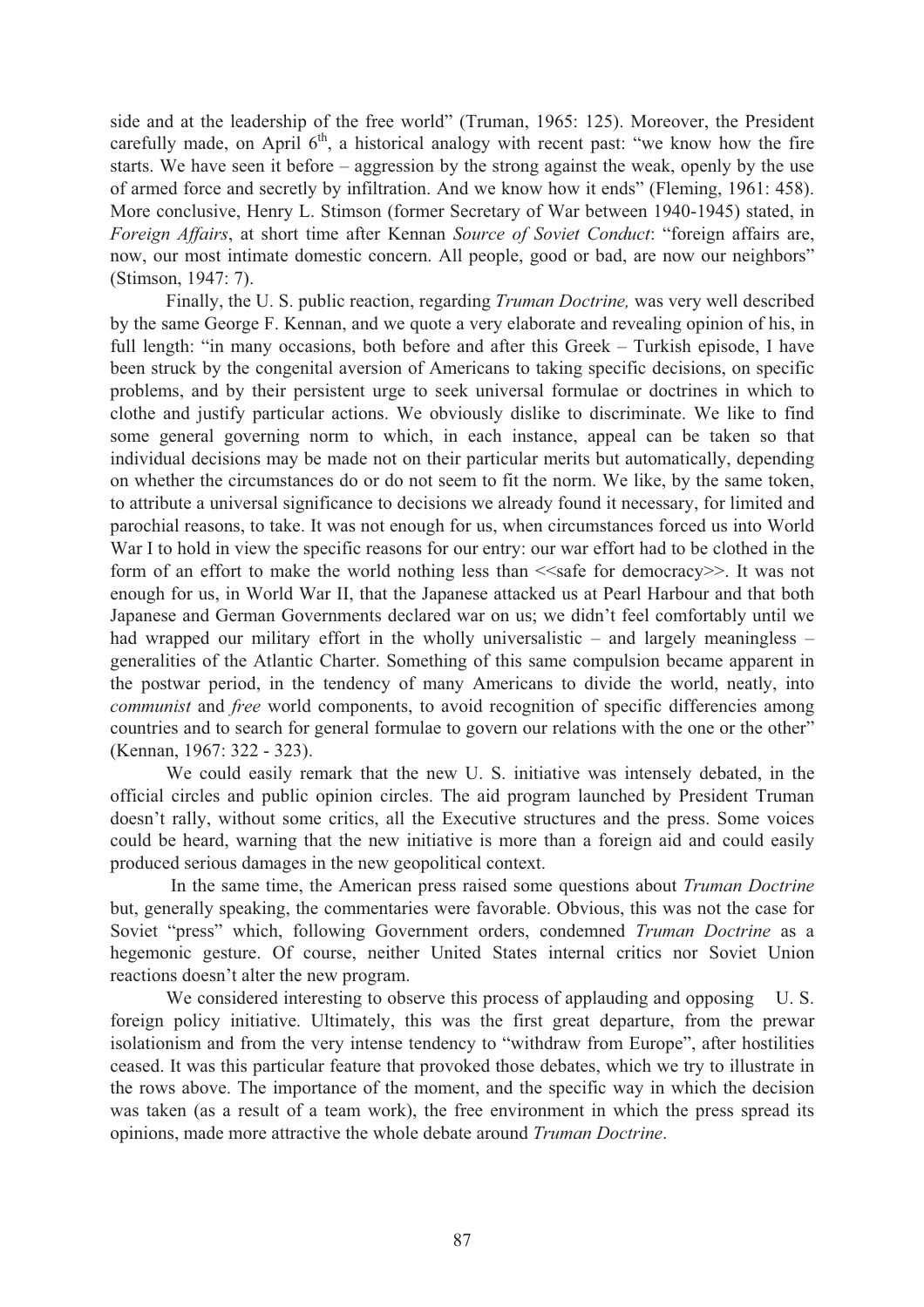side and at the leadership of the free world" (Truman, 1965: 125). Moreover, the President carefully made, on April 6th, a historical analogy with recent past: "we know how the fire starts. We have seen it before – aggression by the strong against the weak, openly by the use of armed force and secretly by infiltration. And we know how it ends" (Fleming, 1961: 458). More conclusive, Henry L. Stimson (former Secretary of War between 1940-1945) stated, in *Foreign Affairs*, at short time after Kennan *Source of Soviet Conduct*: "foreign affairs are, now, our most intimate domestic concern. All people, good or bad, are now our neighbors" (Stimson, 1947: 7).

Finally, the U. S. public reaction, regarding *Truman Doctrine,* was very well described by the same George F. Kennan, and we quote a very elaborate and revealing opinion of his, in full length: "in many occasions, both before and after this Greek – Turkish episode, I have been struck by the congenital aversion of Americans to taking specific decisions, on specific problems, and by their persistent urge to seek universal formulae or doctrines in which to clothe and justify particular actions. We obviously dislike to discriminate. We like to find some general governing norm to which, in each instance, appeal can be taken so that individual decisions may be made not on their particular merits but automatically, depending on whether the circumstances do or do not seem to fit the norm. We like, by the same token, to attribute a universal significance to decisions we already found it necessary, for limited and parochial reasons, to take. It was not enough for us, when circumstances forced us into World War I to hold in view the specific reasons for our entry: our war effort had to be clothed in the form of an effort to make the world nothing less than <<safe for democracy>>. It was not enough for us, in World War II, that the Japanese attacked us at Pearl Harbour and that both Japanese and German Governments declared war on us; we didn't feel comfortably until we had wrapped our military effort in the wholly universalistic – and largely meaningless – generalities of the Atlantic Charter. Something of this same compulsion became apparent in the postwar period, in the tendency of many Americans to divide the world, neatly, into *communist* and *free* world components, to avoid recognition of specific differencies among countries and to search for general formulae to govern our relations with the one or the other" (Kennan, 1967: 322 - 323).

We could easily remark that the new U. S. initiative was intensely debated, in the official circles and public opinion circles. The aid program launched by President Truman doesn't rally, without some critics, all the Executive structures and the press. Some voices could be heard, warning that the new initiative is more than a foreign aid and could easily produced serious damages in the new geopolitical context.

In the same time, the American press raised some questions about *Truman Doctrine* but, generally speaking, the commentaries were favorable. Obvious, this was not the case for Soviet "press" which, following Government orders, condemned *Truman Doctrine* as a hegemonic gesture. Of course, neither United States internal critics nor Soviet Union reactions doesn't alter the new program.

We considered interesting to observe this process of applauding and opposing U. S. foreign policy initiative. Ultimately, this was the first great departure, from the prewar isolationism and from the very intense tendency to "withdraw from Europe", after hostilities ceased. It was this particular feature that provoked those debates, which we try to illustrate in the rows above. The importance of the moment, and the specific way in which the decision was taken (as a result of a team work), the free environment in which the press spread its opinions, made more attractive the whole debate around *Truman Doctrine*.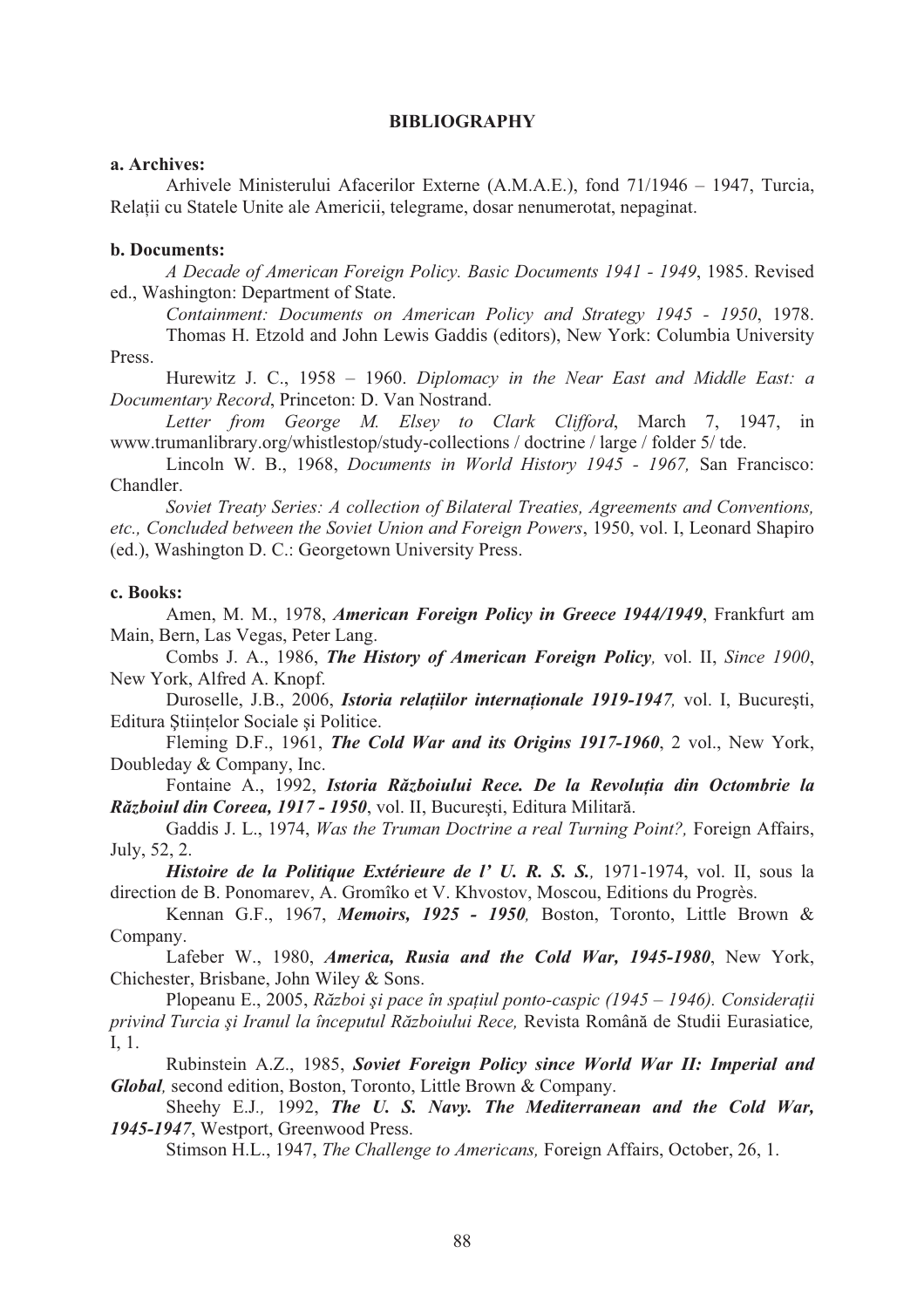## BIBLIOGRAPHY

**a. Archives:**

Arhivele Ministerului Afacerilor Externe (A.M.A.E.), fond 71/1946 – 1947, Turcia, Relații cu Statele Unite ale Americii, telegrame, dosar nenumerotat, nepaginat.

**b. Documents:**

*A Decade of American Foreign Policy. Basic Documents 1941 - 1949*, 1985. Revised ed., Washington: Department of State.

*Containment: Documents on American Policy and Strategy 1945 - 1950*, 1978. Thomas H. Etzold and John Lewis Gaddis (editors), New York: Columbia University Press.

Hurewitz J. C., 1958 – 1960. *Diplomacy in the Near East and Middle East: a Documentary Record*, Princeton: D. Van Nostrand.

*Letter from George M. Elsey to Clark Clifford*, March 7, 1947, in www.trumanlibrary.org/whistlestop/study-collections / doctrine / large / folder 5/ tde.

Lincoln W. B., 1968, *Documents in World History 1945 - 1967,* San Francisco: Chandler.

*Soviet Treaty Series: A collection of Bilateral Treaties, Agreements and Conventions, etc., Concluded between the Soviet Union and Foreign Powers*, 1950, vol. I, Leonard Shapiro (ed.), Washington D. C.: Georgetown University Press.

**c. Books:**

Amen, M. M., 1978, ***American Foreign Policy in Greece 1944/1949***, Frankfurt am Main, Bern, Las Vegas, Peter Lang.

Combs J. A., 1986, ***The History of American Foreign Policy,*** vol. II, *Since 1900*, New York, Alfred A. Knopf.

Duroselle, J.B., 2006, ***Istoria relațiilor internaționale 1919-1947,*** vol. I, București, Editura Științelor Sociale și Politice.

Fleming D.F., 1961, ***The Cold War and its Origins 1917-1960***, 2 vol., New York, Doubleday & Company, Inc.

Fontaine A., 1992, ***Istoria Războiului Rece. De la Revoluția din Octombrie la Războiul din Coreea, 1917 - 1950***, vol. II, București, Editura Militară.

Gaddis J. L., 1974, *Was the Truman Doctrine a real Turning Point?,* Foreign Affairs, July, 52, 2.

***Histoire de la Politique Extérieure de l' U. R. S. S.,*** 1971-1974, vol. II, sous la direction de B. Ponomarev, A. Gromîko et V. Khvostov, Moscou, Editions du Progrès.

Kennan G.F., 1967, ***Memoirs, 1925 - 1950,*** Boston, Toronto, Little Brown & Company.

Lafeber W., 1980, ***America, Rusia and the Cold War, 1945-1980***, New York, Chichester, Brisbane, John Wiley & Sons.

Plopeanu E., 2005, *Război și pace în spațiul ponto-caspic (1945 – 1946). Considerații privind Turcia și Iranul la începutul Războiului Rece,* Revista Română de Studii Eurasiatice*,* I, 1.

Rubinstein A.Z., 1985, ***Soviet Foreign Policy since World War II: Imperial and Global,*** second edition, Boston, Toronto, Little Brown & Company.

Sheehy E.J*.,* 1992, ***The U. S. Navy. The Mediterranean and the Cold War, 1945-1947***, Westport, Greenwood Press.

Stimson H.L., 1947, *The Challenge to Americans,* Foreign Affairs, October, 26, 1.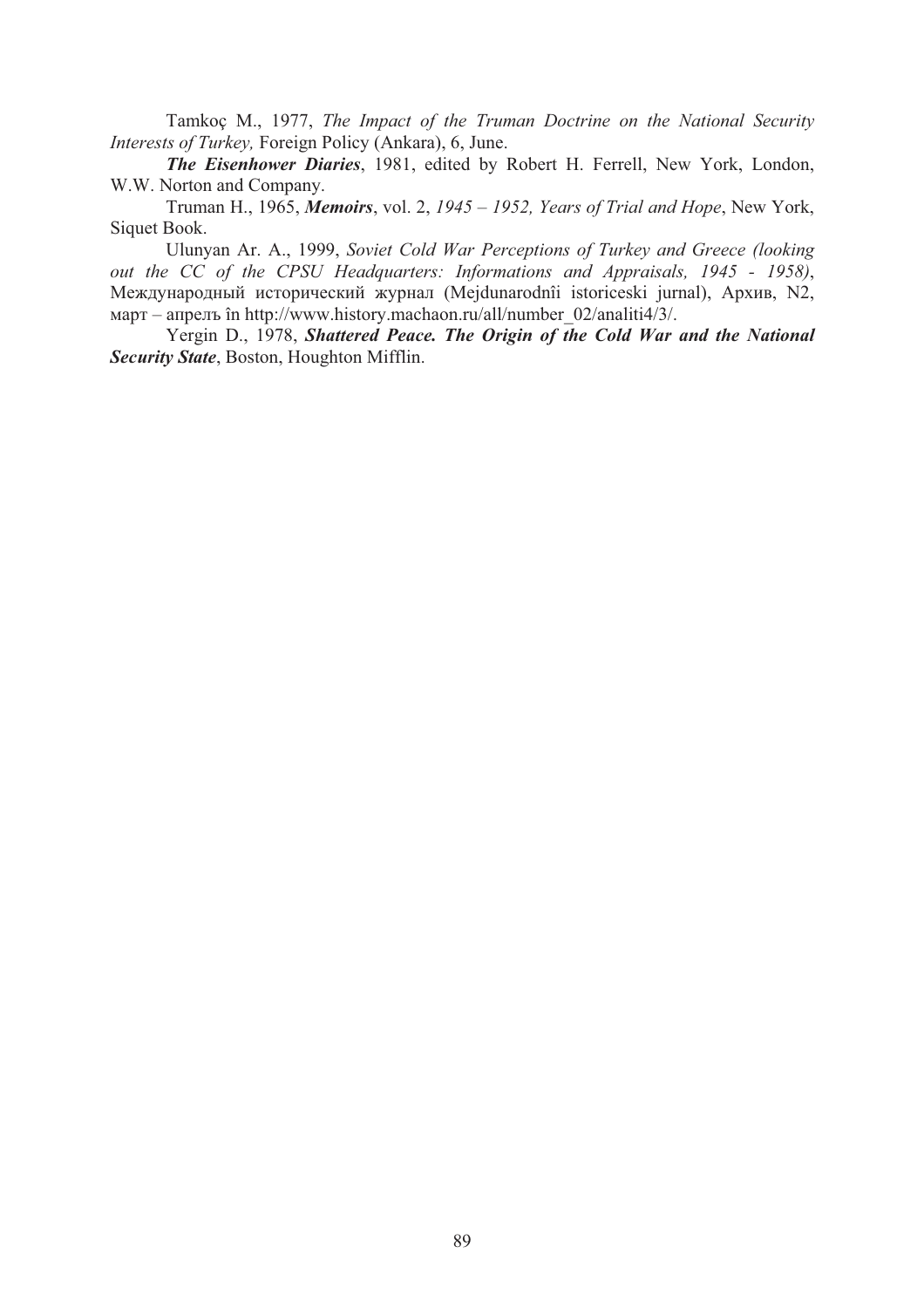Tamkoç M., 1977, *The Impact of the Truman Doctrine on the National Security Interests of Turkey,* Foreign Policy (Ankara), 6, June.

***The Eisenhower Diaries***, 1981, edited by Robert H. Ferrell, New York, London, W.W. Norton and Company.

Truman H., 1965, ***Memoirs***, vol. 2, *1945 – 1952, Years of Trial and Hope*, New York, Siquet Book.

Ulunyan Ar. A., 1999, *Soviet Cold War Perceptions of Turkey and Greece (looking out the CC of the CPSU Headquarters: Informations and Appraisals, 1945 - 1958)*, Международный исторический журнал (Mejdunarodnîi istoriceski jurnal), Архив, N2, март – апрелъ în http://www.history.machaon.ru/all/number_02/analiti4/3/.

Yergin D., 1978, ***Shattered Peace. The Origin of the Cold War and the National Security State***, Boston, Houghton Mifflin.